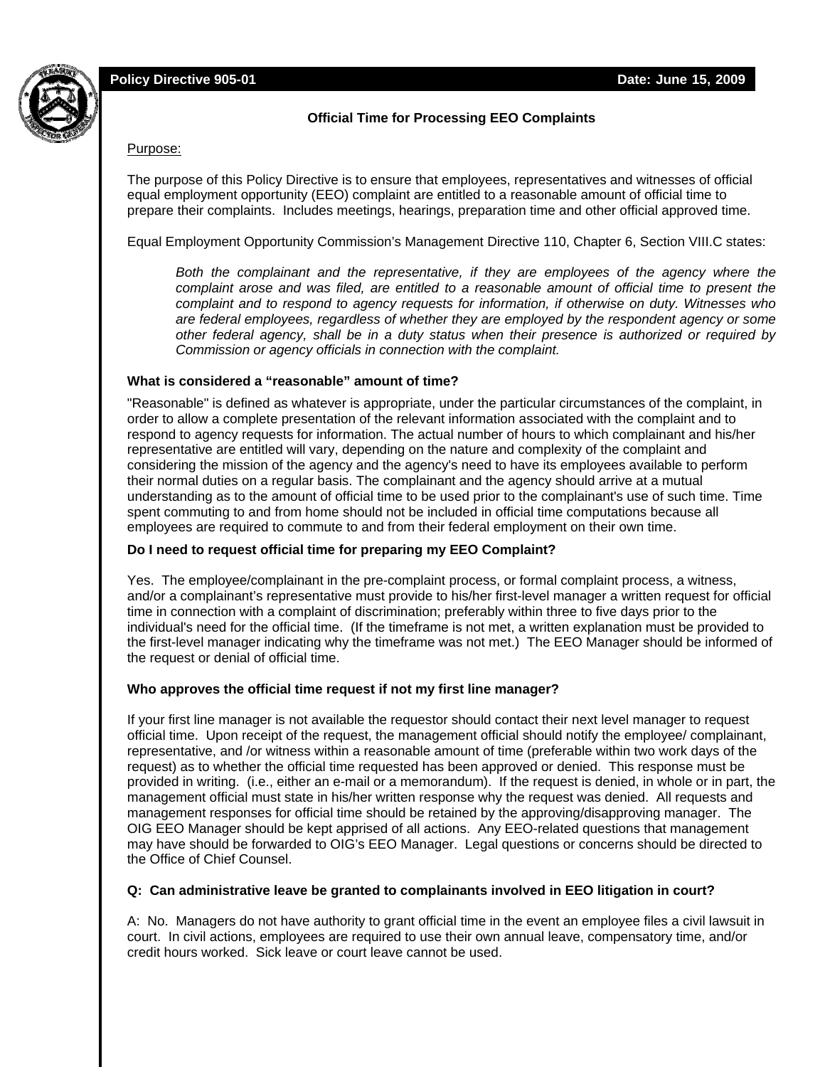**Policy Directive 905-01** **Date: June 15, 2009**

## Official Time for Processing EEO Complaints

Purpose:

The purpose of this Policy Directive is to ensure that employees, representatives and witnesses of official equal employment opportunity (EEO) complaint are entitled to a reasonable amount of official time to prepare their complaints. Includes meetings, hearings, preparation time and other official approved time.

Equal Employment Opportunity Commission's Management Directive 110, Chapter 6, Section VIII.C states:

> *Both the complainant and the representative, if they are employees of the agency where the complaint arose and was filed, are entitled to a reasonable amount of official time to present the complaint and to respond to agency requests for information, if otherwise on duty. Witnesses who are federal employees, regardless of whether they are employed by the respondent agency or some other federal agency, shall be in a duty status when their presence is authorized or required by Commission or agency officials in connection with the complaint.*

**What is considered a "reasonable" amount of time?**

"Reasonable" is defined as whatever is appropriate, under the particular circumstances of the complaint, in order to allow a complete presentation of the relevant information associated with the complaint and to respond to agency requests for information. The actual number of hours to which complainant and his/her representative are entitled will vary, depending on the nature and complexity of the complaint and considering the mission of the agency and the agency's need to have its employees available to perform their normal duties on a regular basis. The complainant and the agency should arrive at a mutual understanding as to the amount of official time to be used prior to the complainant's use of such time. Time spent commuting to and from home should not be included in official time computations because all employees are required to commute to and from their federal employment on their own time.

**Do I need to request official time for preparing my EEO Complaint?**

Yes. The employee/complainant in the pre-complaint process, or formal complaint process, a witness, and/or a complainant's representative must provide to his/her first-level manager a written request for official time in connection with a complaint of discrimination; preferably within three to five days prior to the individual's need for the official time. (If the timeframe is not met, a written explanation must be provided to the first-level manager indicating why the timeframe was not met.) The EEO Manager should be informed of the request or denial of official time.

**Who approves the official time request if not my first line manager?**

If your first line manager is not available the requestor should contact their next level manager to request official time. Upon receipt of the request, the management official should notify the employee/ complainant, representative, and /or witness within a reasonable amount of time (preferable within two work days of the request) as to whether the official time requested has been approved or denied. This response must be provided in writing. (i.e., either an e-mail or a memorandum). If the request is denied, in whole or in part, the management official must state in his/her written response why the request was denied. All requests and management responses for official time should be retained by the approving/disapproving manager. The OIG EEO Manager should be kept apprised of all actions. Any EEO-related questions that management may have should be forwarded to OIG's EEO Manager. Legal questions or concerns should be directed to the Office of Chief Counsel.

**Q: Can administrative leave be granted to complainants involved in EEO litigation in court?**

A: No. Managers do not have authority to grant official time in the event an employee files a civil lawsuit in court. In civil actions, employees are required to use their own annual leave, compensatory time, and/or credit hours worked. Sick leave or court leave cannot be used.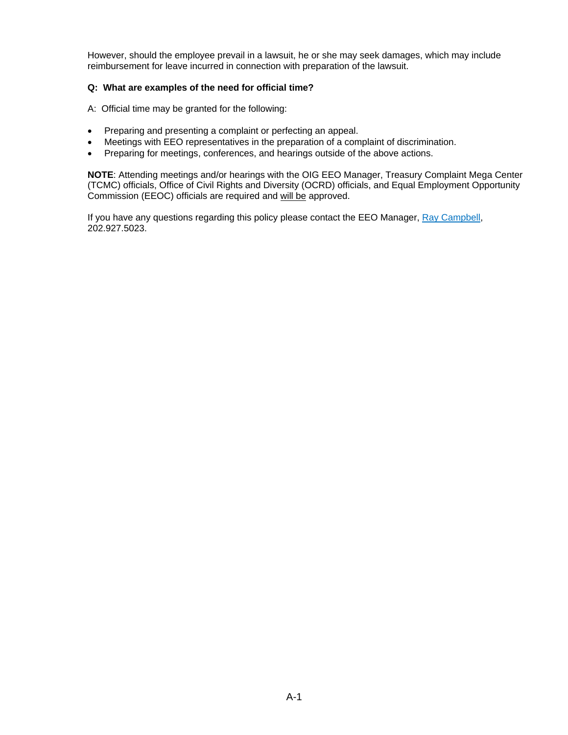However, should the employee prevail in a lawsuit, he or she may seek damages, which may include reimbursement for leave incurred in connection with preparation of the lawsuit.

**Q: What are examples of the need for official time?**

A: Official time may be granted for the following:

- Preparing and presenting a complaint or perfecting an appeal.
- Meetings with EEO representatives in the preparation of a complaint of discrimination.
- Preparing for meetings, conferences, and hearings outside of the above actions.

**NOTE**: Attending meetings and/or hearings with the OIG EEO Manager, Treasury Complaint Mega Center (TCMC) officials, Office of Civil Rights and Diversity (OCRD) officials, and Equal Employment Opportunity Commission (EEOC) officials are required and will be approved.

If you have any questions regarding this policy please contact the EEO Manager, Ray Campbell, 202.927.5023.